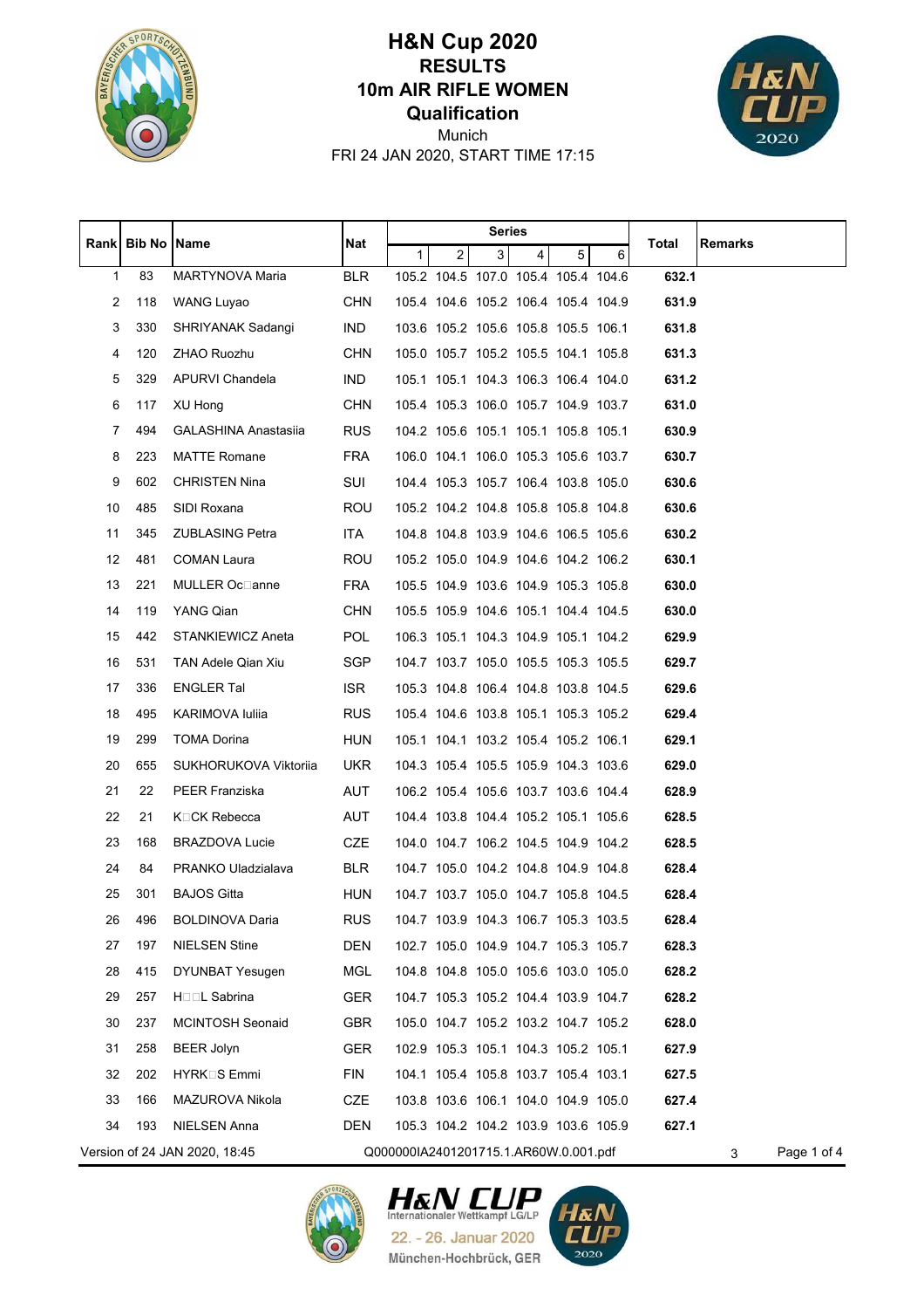# H&N Cup 2020

## RESULTS

## 10m AIR RIFLE WOMEN

## Qualification

Munich

FRI 24 JAN 2020, START TIME 17:15

| Rank | Bib No | Name | Nat | Series 1 | 2 | 3 | 4 | 5 | 6 | Total | Remarks |
|---|---|---|---|---|---|---|---|---|---|---|---|
| 1 | 83 | MARTYNOVA Maria | BLR | 105.2 | 104.5 | 107.0 | 105.4 | 105.4 | 104.6 | **632.1** | |
| 2 | 118 | WANG Luyao | CHN | 105.4 | 104.6 | 105.2 | 106.4 | 105.4 | 104.9 | **631.9** | |
| 3 | 330 | SHRIYANAK Sadangi | IND | 103.6 | 105.2 | 105.6 | 105.8 | 105.5 | 106.1 | **631.8** | |
| 4 | 120 | ZHAO Ruozhu | CHN | 105.0 | 105.7 | 105.2 | 105.5 | 104.1 | 105.8 | **631.3** | |
| 5 | 329 | APURVI Chandela | IND | 105.1 | 105.1 | 104.3 | 106.3 | 106.4 | 104.0 | **631.2** | |
| 6 | 117 | XU Hong | CHN | 105.4 | 105.3 | 106.0 | 105.7 | 104.9 | 103.7 | **631.0** | |
| 7 | 494 | GALASHINA Anastasiia | RUS | 104.2 | 105.6 | 105.1 | 105.1 | 105.8 | 105.1 | **630.9** | |
| 8 | 223 | MATTE Romane | FRA | 106.0 | 104.1 | 106.0 | 105.3 | 105.6 | 103.7 | **630.7** | |
| 9 | 602 | CHRISTEN Nina | SUI | 104.4 | 105.3 | 105.7 | 106.4 | 103.8 | 105.0 | **630.6** | |
| 10 | 485 | SIDI Roxana | ROU | 105.2 | 104.2 | 104.8 | 105.8 | 105.8 | 104.8 | **630.6** | |
| 11 | 345 | ZUBLASING Petra | ITA | 104.8 | 104.8 | 103.9 | 104.6 | 106.5 | 105.6 | **630.2** | |
| 12 | 481 | COMAN Laura | ROU | 105.2 | 105.0 | 104.9 | 104.6 | 104.2 | 106.2 | **630.1** | |
| 13 | 221 | MULLER Oc□anne | FRA | 105.5 | 104.9 | 103.6 | 104.9 | 105.3 | 105.8 | **630.0** | |
| 14 | 119 | YANG Qian | CHN | 105.5 | 105.9 | 104.6 | 105.1 | 104.4 | 104.5 | **630.0** | |
| 15 | 442 | STANKIEWICZ Aneta | POL | 106.3 | 105.1 | 104.3 | 104.9 | 105.1 | 104.2 | **629.9** | |
| 16 | 531 | TAN Adele Qian Xiu | SGP | 104.7 | 103.7 | 105.0 | 105.5 | 105.3 | 105.5 | **629.7** | |
| 17 | 336 | ENGLER Tal | ISR | 105.3 | 104.8 | 106.4 | 104.8 | 103.8 | 104.5 | **629.6** | |
| 18 | 495 | KARIMOVA Iuliia | RUS | 105.4 | 104.6 | 103.8 | 105.1 | 105.3 | 105.2 | **629.4** | |
| 19 | 299 | TOMA Dorina | HUN | 105.1 | 104.1 | 103.2 | 105.4 | 105.2 | 106.1 | **629.1** | |
| 20 | 655 | SUKHORUKOVA Viktoriia | UKR | 104.3 | 105.4 | 105.5 | 105.9 | 104.3 | 103.6 | **629.0** | |
| 21 | 22 | PEER Franziska | AUT | 106.2 | 105.4 | 105.6 | 103.7 | 103.6 | 104.4 | **628.9** | |
| 22 | 21 | K□CK Rebecca | AUT | 104.4 | 103.8 | 104.4 | 105.2 | 105.1 | 105.6 | **628.5** | |
| 23 | 168 | BRAZDOVA Lucie | CZE | 104.0 | 104.7 | 106.2 | 104.5 | 104.9 | 104.2 | **628.5** | |
| 24 | 84 | PRANKO Uladzialava | BLR | 104.7 | 105.0 | 104.2 | 104.8 | 104.9 | 104.8 | **628.4** | |
| 25 | 301 | BAJOS Gitta | HUN | 104.7 | 103.7 | 105.0 | 104.7 | 105.8 | 104.5 | **628.4** | |
| 26 | 496 | BOLDINOVA Daria | RUS | 104.7 | 103.9 | 104.3 | 106.7 | 105.3 | 103.5 | **628.4** | |
| 27 | 197 | NIELSEN Stine | DEN | 102.7 | 105.0 | 104.9 | 104.7 | 105.3 | 105.7 | **628.3** | |
| 28 | 415 | DYUNBAT Yesugen | MGL | 104.8 | 104.8 | 105.0 | 105.6 | 103.0 | 105.0 | **628.2** | |
| 29 | 257 | H□□L Sabrina | GER | 104.7 | 105.3 | 105.2 | 104.4 | 103.9 | 104.7 | **628.2** | |
| 30 | 237 | MCINTOSH Seonaid | GBR | 105.0 | 104.7 | 105.2 | 103.2 | 104.7 | 105.2 | **628.0** | |
| 31 | 258 | BEER Jolyn | GER | 102.9 | 105.3 | 105.1 | 104.3 | 105.2 | 105.1 | **627.9** | |
| 32 | 202 | HYRK□S Emmi | FIN | 104.1 | 105.4 | 105.8 | 103.7 | 105.4 | 103.1 | **627.5** | |
| 33 | 166 | MAZUROVA Nikola | CZE | 103.8 | 103.6 | 106.1 | 104.0 | 104.9 | 105.0 | **627.4** | |
| 34 | 193 | NIELSEN Anna | DEN | 105.3 | 104.2 | 104.2 | 103.9 | 103.6 | 105.9 | **627.1** | |

Version of 24 JAN 2020, 18:45 Q000000IA2401201715.1.AR60W.0.001.pdf 3

H&N CUP Internationaler Wettkampf LG/LP

22. - 26. Januar 2020

München-Hochbrück, GER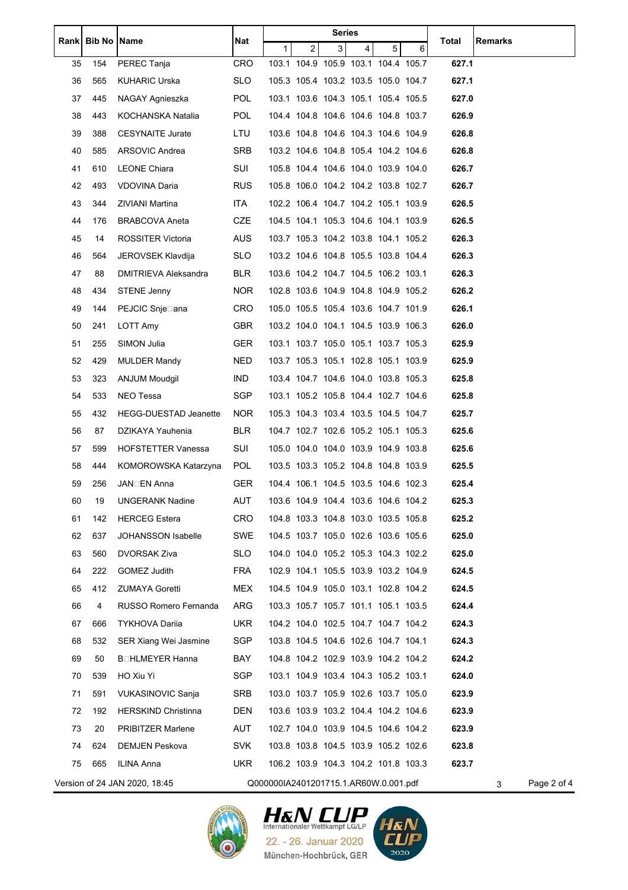| Rank | Bib No | Name | Nat | Series |  |  |  |  |  | Total | Remarks |
|---|---|---|---|---|---|---|---|---|---|---|---|
|  |  |  |  | 1 | 2 | 3 | 4 | 5 | 6 |  |  |
| 35 | 154 | PEREC Tanja | CRO | 103.1 | 104.9 | 105.9 | 103.1 | 104.4 | 105.7 | **627.1** |  |
| 36 | 565 | KUHARIC Urska | SLO | 105.3 | 105.4 | 103.2 | 103.5 | 105.0 | 104.7 | **627.1** |  |
| 37 | 445 | NAGAY Agnieszka | POL | 103.1 | 103.6 | 104.3 | 105.1 | 105.4 | 105.5 | **627.0** |  |
| 38 | 443 | KOCHANSKA Natalia | POL | 104.4 | 104.8 | 104.6 | 104.6 | 104.8 | 103.7 | **626.9** |  |
| 39 | 388 | CESYNAITE Jurate | LTU | 103.6 | 104.8 | 104.6 | 104.3 | 104.6 | 104.9 | **626.8** |  |
| 40 | 585 | ARSOVIC Andrea | SRB | 103.2 | 104.6 | 104.8 | 105.4 | 104.2 | 104.6 | **626.8** |  |
| 41 | 610 | LEONE Chiara | SUI | 105.8 | 104.4 | 104.6 | 104.0 | 103.9 | 104.0 | **626.7** |  |
| 42 | 493 | VDOVINA Daria | RUS | 105.8 | 106.0 | 104.2 | 104.2 | 103.8 | 102.7 | **626.7** |  |
| 43 | 344 | ZIVIANI Martina | ITA | 102.2 | 106.4 | 104.7 | 104.2 | 105.1 | 103.9 | **626.5** |  |
| 44 | 176 | BRABCOVA Aneta | CZE | 104.5 | 104.1 | 105.3 | 104.6 | 104.1 | 103.9 | **626.5** |  |
| 45 | 14 | ROSSITER Victoria | AUS | 103.7 | 105.3 | 104.2 | 103.8 | 104.1 | 105.2 | **626.3** |  |
| 46 | 564 | JEROVSEK Klavdija | SLO | 103.2 | 104.6 | 104.8 | 105.5 | 103.8 | 104.4 | **626.3** |  |
| 47 | 88 | DMITRIEVA Aleksandra | BLR | 103.6 | 104.2 | 104.7 | 104.5 | 106.2 | 103.1 | **626.3** |  |
| 48 | 434 | STENE Jenny | NOR | 102.8 | 103.6 | 104.9 | 104.8 | 104.9 | 105.2 | **626.2** |  |
| 49 | 144 | PEJCIC Snje□ana | CRO | 105.0 | 105.5 | 105.4 | 103.6 | 104.7 | 101.9 | **626.1** |  |
| 50 | 241 | LOTT Amy | GBR | 103.2 | 104.0 | 104.1 | 104.5 | 103.9 | 106.3 | **626.0** |  |
| 51 | 255 | SIMON Julia | GER | 103.1 | 103.7 | 105.0 | 105.1 | 103.7 | 105.3 | **625.9** |  |
| 52 | 429 | MULDER Mandy | NED | 103.7 | 105.3 | 105.1 | 102.8 | 105.1 | 103.9 | **625.9** |  |
| 53 | 323 | ANJUM Moudgil | IND | 103.4 | 104.7 | 104.6 | 104.0 | 103.8 | 105.3 | **625.8** |  |
| 54 | 533 | NEO Tessa | SGP | 103.1 | 105.2 | 105.8 | 104.4 | 102.7 | 104.6 | **625.8** |  |
| 55 | 432 | HEGG-DUESTAD Jeanette | NOR | 105.3 | 104.3 | 103.4 | 103.5 | 104.5 | 104.7 | **625.7** |  |
| 56 | 87 | DZIKAYA Yauhenia | BLR | 104.7 | 102.7 | 102.6 | 105.2 | 105.1 | 105.3 | **625.6** |  |
| 57 | 599 | HOFSTETTER Vanessa | SUI | 105.0 | 104.0 | 104.0 | 103.9 | 104.9 | 103.8 | **625.6** |  |
| 58 | 444 | KOMOROWSKA Katarzyna | POL | 103.5 | 103.3 | 105.2 | 104.8 | 104.8 | 103.9 | **625.5** |  |
| 59 | 256 | JAN□EN Anna | GER | 104.4 | 106.1 | 104.5 | 103.5 | 104.6 | 102.3 | **625.4** |  |
| 60 | 19 | UNGERANK Nadine | AUT | 103.6 | 104.9 | 104.4 | 103.6 | 104.6 | 104.2 | **625.3** |  |
| 61 | 142 | HERCEG Estera | CRO | 104.8 | 103.3 | 104.8 | 103.0 | 103.5 | 105.8 | **625.2** |  |
| 62 | 637 | JOHANSSON Isabelle | SWE | 104.5 | 103.7 | 105.0 | 102.6 | 103.6 | 105.6 | **625.0** |  |
| 63 | 560 | DVORSAK Ziva | SLO | 104.0 | 104.0 | 105.2 | 105.3 | 104.3 | 102.2 | **625.0** |  |
| 64 | 222 | GOMEZ Judith | FRA | 102.9 | 104.1 | 105.5 | 103.9 | 103.2 | 104.9 | **624.5** |  |
| 65 | 412 | ZUMAYA Goretti | MEX | 104.5 | 104.9 | 105.0 | 103.1 | 102.8 | 104.2 | **624.5** |  |
| 66 | 4 | RUSSO Romero Fernanda | ARG | 103.3 | 105.7 | 105.7 | 101.1 | 105.1 | 103.5 | **624.4** |  |
| 67 | 666 | TYKHOVA Dariia | UKR | 104.2 | 104.0 | 102.5 | 104.7 | 104.7 | 104.2 | **624.3** |  |
| 68 | 532 | SER Xiang Wei Jasmine | SGP | 103.8 | 104.5 | 104.6 | 102.6 | 104.7 | 104.1 | **624.3** |  |
| 69 | 50 | B□HLMEYER Hanna | BAY | 104.8 | 104.2 | 102.9 | 103.9 | 104.2 | 104.2 | **624.2** |  |
| 70 | 539 | HO Xiu Yi | SGP | 103.1 | 104.9 | 103.4 | 104.3 | 105.2 | 103.1 | **624.0** |  |
| 71 | 591 | VUKASINOVIC Sanja | SRB | 103.0 | 103.7 | 105.9 | 102.6 | 103.7 | 105.0 | **623.9** |  |
| 72 | 192 | HERSKIND Christinna | DEN | 103.6 | 103.9 | 103.2 | 104.4 | 104.2 | 104.6 | **623.9** |  |
| 73 | 20 | PRIBITZER Marlene | AUT | 102.7 | 104.0 | 103.9 | 104.5 | 104.6 | 104.2 | **623.9** |  |
| 74 | 624 | DEMJEN Peskova | SVK | 103.8 | 103.8 | 104.5 | 103.9 | 105.2 | 102.6 | **623.8** |  |
| 75 | 665 | ILINA Anna | UKR | 106.2 | 103.9 | 104.3 | 104.2 | 101.8 | 103.3 | **623.7** |  |

Version of 24 JAN 2020, 18:45 Q000000IA2401201715.1.AR60W.0.001.pdf 3

H&N CUP Internationaler Wettkampf LG/LP
22. - 26. Januar 2020
München-Hochbrück, GER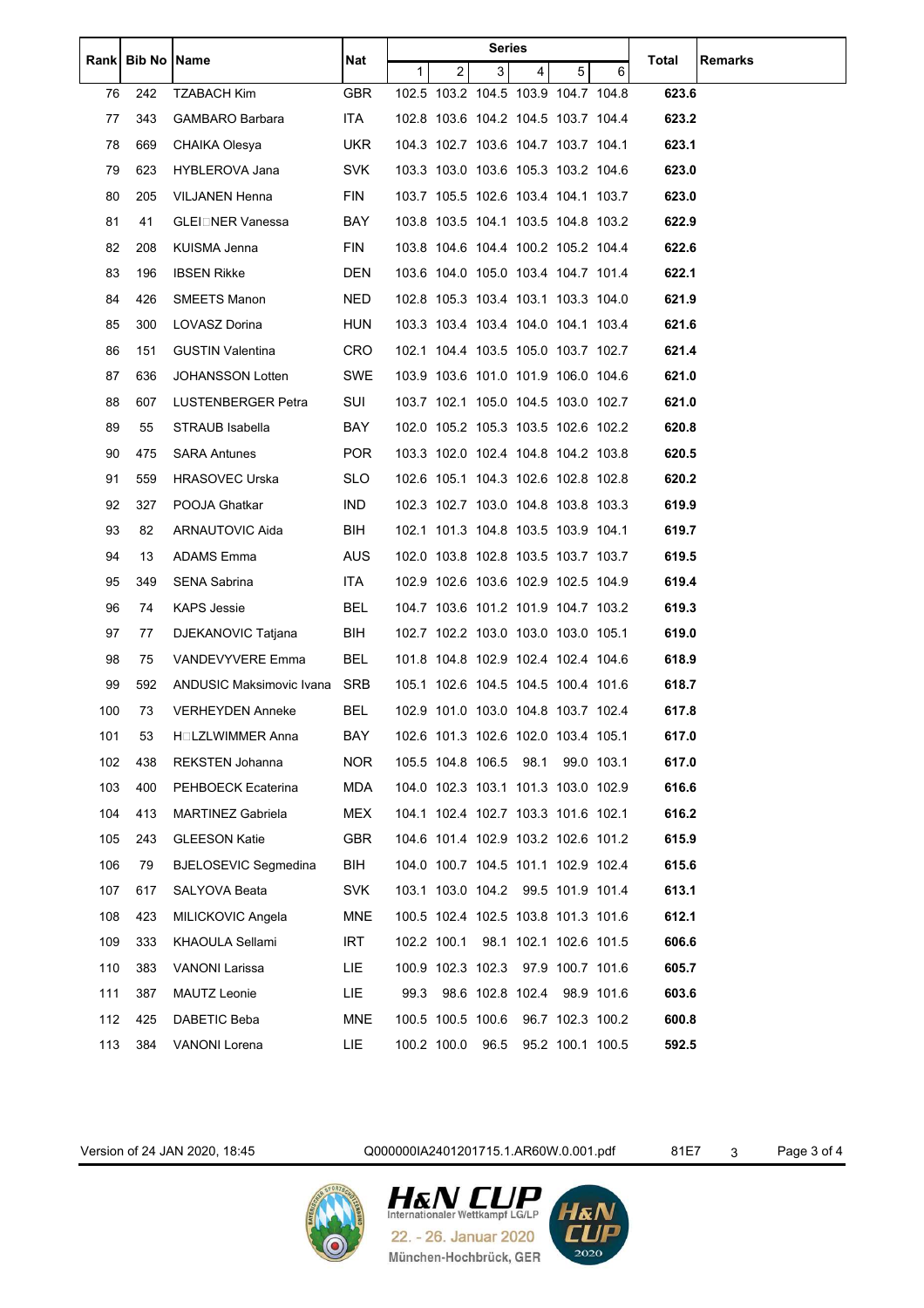| Rank | Bib No | Name | Nat | Series | | | | | | Total | Remarks |
|---|---|---|---|---|---|---|---|---|---|---|---|
| | | | | 1 | 2 | 3 | 4 | 5 | 6 | | |
| 76 | 242 | TZABACH Kim | GBR | 102.5 | 103.2 | 104.5 | 103.9 | 104.7 | 104.8 | **623.6** | |
| 77 | 343 | GAMBARO Barbara | ITA | 102.8 | 103.6 | 104.2 | 104.5 | 103.7 | 104.4 | **623.2** | |
| 78 | 669 | CHAIKA Olesya | UKR | 104.3 | 102.7 | 103.6 | 104.7 | 103.7 | 104.1 | **623.1** | |
| 79 | 623 | HYBLEROVA Jana | SVK | 103.3 | 103.0 | 103.6 | 105.3 | 103.2 | 104.6 | **623.0** | |
| 80 | 205 | VILJANEN Henna | FIN | 103.7 | 105.5 | 102.6 | 103.4 | 104.1 | 103.7 | **623.0** | |
| 81 | 41 | GLEI□NER Vanessa | BAY | 103.8 | 103.5 | 104.1 | 103.5 | 104.8 | 103.2 | **622.9** | |
| 82 | 208 | KUISMA Jenna | FIN | 103.8 | 104.6 | 104.4 | 100.2 | 105.2 | 104.4 | **622.6** | |
| 83 | 196 | IBSEN Rikke | DEN | 103.6 | 104.0 | 105.0 | 103.4 | 104.7 | 101.4 | **622.1** | |
| 84 | 426 | SMEETS Manon | NED | 102.8 | 105.3 | 103.4 | 103.1 | 103.3 | 104.0 | **621.9** | |
| 85 | 300 | LOVASZ Dorina | HUN | 103.3 | 103.4 | 103.4 | 104.0 | 104.1 | 103.4 | **621.6** | |
| 86 | 151 | GUSTIN Valentina | CRO | 102.1 | 104.4 | 103.5 | 105.0 | 103.7 | 102.7 | **621.4** | |
| 87 | 636 | JOHANSSON Lotten | SWE | 103.9 | 103.6 | 101.0 | 101.9 | 106.0 | 104.6 | **621.0** | |
| 88 | 607 | LUSTENBERGER Petra | SUI | 103.7 | 102.1 | 105.0 | 104.5 | 103.0 | 102.7 | **621.0** | |
| 89 | 55 | STRAUB Isabella | BAY | 102.0 | 105.2 | 105.3 | 103.5 | 102.6 | 102.2 | **620.8** | |
| 90 | 475 | SARA Antunes | POR | 103.3 | 102.0 | 102.4 | 104.8 | 104.2 | 103.8 | **620.5** | |
| 91 | 559 | HRASOVEC Urska | SLO | 102.6 | 105.1 | 104.3 | 102.6 | 102.8 | 102.8 | **620.2** | |
| 92 | 327 | POOJA Ghatkar | IND | 102.3 | 102.7 | 103.0 | 104.8 | 103.8 | 103.3 | **619.9** | |
| 93 | 82 | ARNAUTOVIC Aida | BIH | 102.1 | 101.3 | 104.8 | 103.5 | 103.9 | 104.1 | **619.7** | |
| 94 | 13 | ADAMS Emma | AUS | 102.0 | 103.8 | 102.8 | 103.5 | 103.7 | 103.7 | **619.5** | |
| 95 | 349 | SENA Sabrina | ITA | 102.9 | 102.6 | 103.6 | 102.9 | 102.5 | 104.9 | **619.4** | |
| 96 | 74 | KAPS Jessie | BEL | 104.7 | 103.6 | 101.2 | 101.9 | 104.7 | 103.2 | **619.3** | |
| 97 | 77 | DJEKANOVIC Tatjana | BIH | 102.7 | 102.2 | 103.0 | 103.0 | 103.0 | 105.1 | **619.0** | |
| 98 | 75 | VANDEVYVERE Emma | BEL | 101.8 | 104.8 | 102.9 | 102.4 | 102.4 | 104.6 | **618.9** | |
| 99 | 592 | ANDUSIC Maksimovic Ivana | SRB | 105.1 | 102.6 | 104.5 | 104.5 | 100.4 | 101.6 | **618.7** | |
| 100 | 73 | VERHEYDEN Anneke | BEL | 102.9 | 101.0 | 103.0 | 104.8 | 103.7 | 102.4 | **617.8** | |
| 101 | 53 | H□LZLWIMMER Anna | BAY | 102.6 | 101.3 | 102.6 | 102.0 | 103.4 | 105.1 | **617.0** | |
| 102 | 438 | REKSTEN Johanna | NOR | 105.5 | 104.8 | 106.5 | 98.1 | 99.0 | 103.1 | **617.0** | |
| 103 | 400 | PEHBOECK Ecaterina | MDA | 104.0 | 102.3 | 103.1 | 101.3 | 103.0 | 102.9 | **616.6** | |
| 104 | 413 | MARTINEZ Gabriela | MEX | 104.1 | 102.4 | 102.7 | 103.3 | 101.6 | 102.1 | **616.2** | |
| 105 | 243 | GLEESON Katie | GBR | 104.6 | 101.4 | 102.9 | 103.2 | 102.6 | 101.2 | **615.9** | |
| 106 | 79 | BJELOSEVIC Segmedina | BIH | 104.0 | 100.7 | 104.5 | 101.1 | 102.9 | 102.4 | **615.6** | |
| 107 | 617 | SALYOVA Beata | SVK | 103.1 | 103.0 | 104.2 | 99.5 | 101.9 | 101.4 | **613.1** | |
| 108 | 423 | MILICKOVIC Angela | MNE | 100.5 | 102.4 | 102.5 | 103.8 | 101.3 | 101.6 | **612.1** | |
| 109 | 333 | KHAOULA Sellami | IRT | 102.2 | 100.1 | 98.1 | 102.1 | 102.6 | 101.5 | **606.6** | |
| 110 | 383 | VANONI Larissa | LIE | 100.9 | 102.3 | 102.3 | 97.9 | 100.7 | 101.6 | **605.7** | |
| 111 | 387 | MAUTZ Leonie | LIE | 99.3 | 98.6 | 102.8 | 102.4 | 98.9 | 101.6 | **603.6** | |
| 112 | 425 | DABETIC Beba | MNE | 100.5 | 100.5 | 100.6 | 96.7 | 102.3 | 100.2 | **600.8** | |
| 113 | 384 | VANONI Lorena | LIE | 100.2 | 100.0 | 96.5 | 95.2 | 100.1 | 100.5 | **592.5** | |

Version of 24 JAN 2020, 18:45 Q000000IA2401201715.1.AR60W.0.001.pdf 81E7 3

H&N CUP Internationaler Wettkampf LG/LP
22. - 26. Januar 2020
München-Hochbrück, GER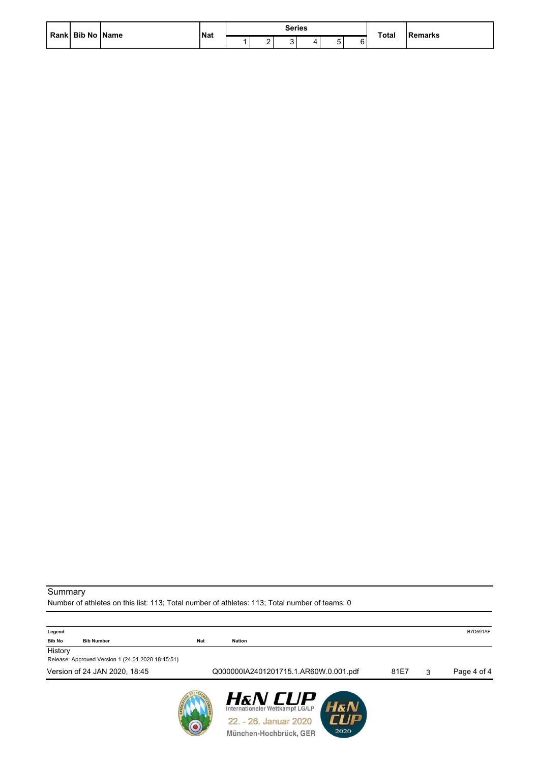| Rank | Bib No | Name | Nat | Series | | | | | | Total | Remarks |
|---|---|---|---|---|---|---|---|---|---|---|---|
| | | | | 1 | 2 | 3 | 4 | 5 | 6 | | |

Summary

Number of athletes on this list: 113; Total number of athletes: 113; Total number of teams: 0

**Legend**

| | | | |
|---|---|---|---|
| **Bib No** | **Bib Number** | **Nat** | **Nation** |

History

Release: Approved Version 1 (24.01.2020 18:45:51)

Version of 24 JAN 2020, 18:45 — Q000000IA2401201715.1.AR60W.0.001.pdf — 81E7 — 3 — B7D591AF

H&N CUP Internationaler Wettkampf LG/LP

22. - 26. Januar 2020

München-Hochbrück, GER